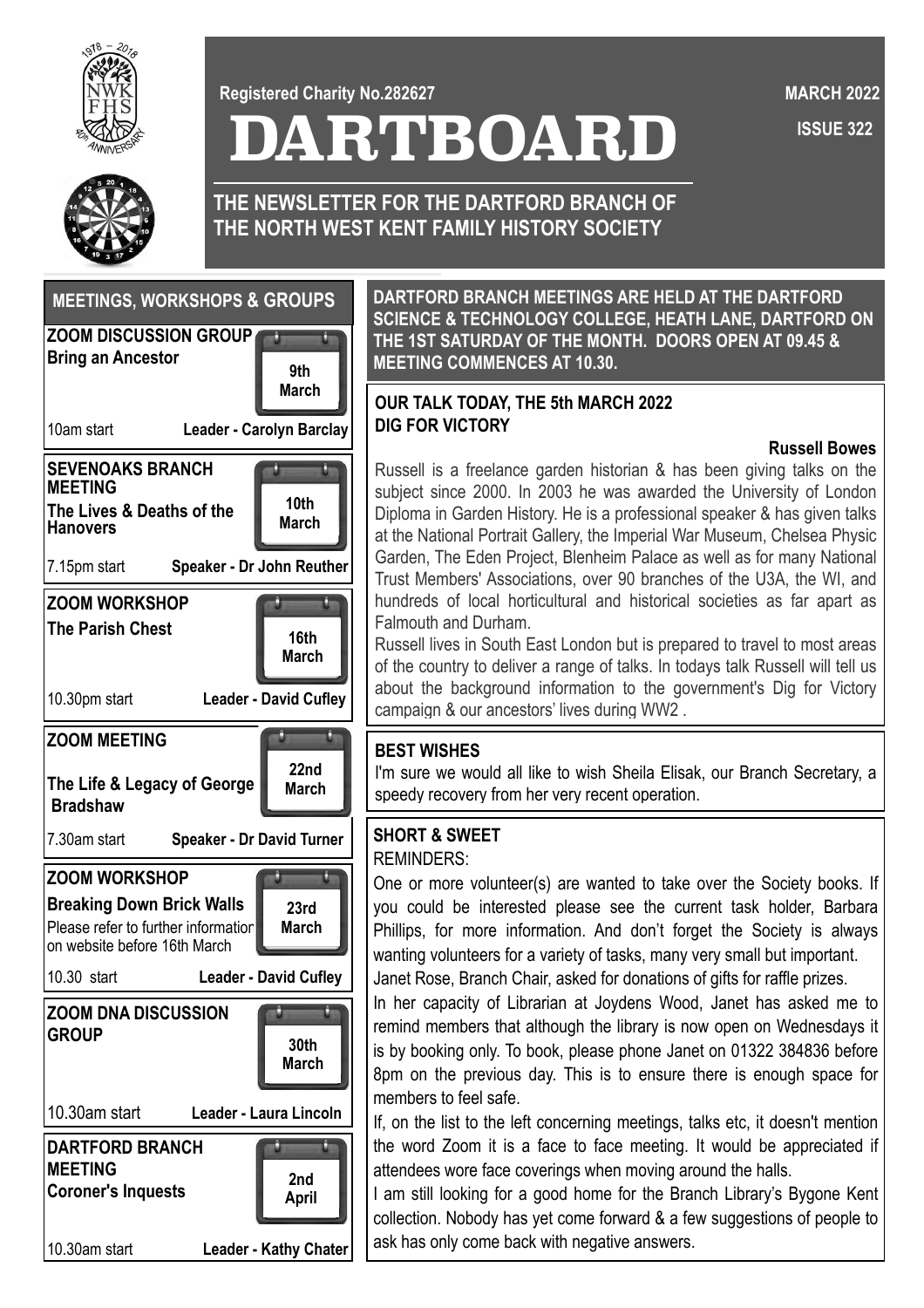Registered Charity No.282627

MARCH 2022

ISSUE 322

# DARTBOARD

## THE NEWSLETTER FOR THE DARTFORD BRANCH OF THE NORTH WEST KENT FAMILY HISTORY SOCIETY

## MEETINGS, WORKSHOPS & GROUPS

**ZOOM DISCUSSION GROUP**
**Bring an Ancestor**
**9th March**
10am start — **Leader - Carolyn Barclay**

**SEVENOAKS BRANCH MEETING**
**The Lives & Deaths of the Hanovers**
**10th March**
7.15pm start — **Speaker - Dr John Reuther**

**ZOOM WORKSHOP**
**The Parish Chest**
**16th March**
10.30pm start — **Leader - David Cufley**

**ZOOM MEETING**
**The Life & Legacy of George Bradshaw**
**22nd March**
7.30am start — **Speaker - Dr David Turner**

**ZOOM WORKSHOP**
**Breaking Down Brick Walls**
Please refer to further information on website before 16th March
**23rd March**
10.30 start — **Leader - David Cufley**

**ZOOM DNA DISCUSSION GROUP**
**30th March**
10.30am start — **Leader - Laura Lincoln**

**DARTFORD BRANCH MEETING**
**Coroner's Inquests**
**2nd April**
10.30am start — **Leader - Kathy Chater**

**DARTFORD BRANCH MEETINGS ARE HELD AT THE DARTFORD SCIENCE & TECHNOLOGY COLLEGE, HEATH LANE, DARTFORD ON THE 1ST SATURDAY OF THE MONTH. DOORS OPEN AT 09.45 & MEETING COMMENCES AT 10.30.**

### OUR TALK TODAY, THE 5th MARCH 2022
### DIG FOR VICTORY

**Russell Bowes**

Russell is a freelance garden historian & has been giving talks on the subject since 2000. In 2003 he was awarded the University of London Diploma in Garden History. He is a professional speaker & has given talks at the National Portrait Gallery, the Imperial War Museum, Chelsea Physic Garden, The Eden Project, Blenheim Palace as well as for many National Trust Members' Associations, over 90 branches of the U3A, the WI, and hundreds of local horticultural and historical societies as far apart as Falmouth and Durham.

Russell lives in South East London but is prepared to travel to most areas of the country to deliver a range of talks. In todays talk Russell will tell us about the background information to the government's Dig for Victory campaign & our ancestors' lives during WW2 .

### BEST WISHES

I'm sure we would all like to wish Sheila Elisak, our Branch Secretary, a speedy recovery from her very recent operation.

### SHORT & SWEET

REMINDERS:

One or more volunteer(s) are wanted to take over the Society books. If you could be interested please see the current task holder, Barbara Phillips, for more information. And don't forget the Society is always wanting volunteers for a variety of tasks, many very small but important.

Janet Rose, Branch Chair, asked for donations of gifts for raffle prizes.

In her capacity of Librarian at Joydens Wood, Janet has asked me to remind members that although the library is now open on Wednesdays it is by booking only. To book, please phone Janet on 01322 384836 before 8pm on the previous day. This is to ensure there is enough space for members to feel safe.

If, on the list to the left concerning meetings, talks etc, it doesn't mention the word Zoom it is a face to face meeting. It would be appreciated if attendees wore face coverings when moving around the halls.

I am still looking for a good home for the Branch Library's Bygone Kent collection. Nobody has yet come forward & a few suggestions of people to ask has only come back with negative answers.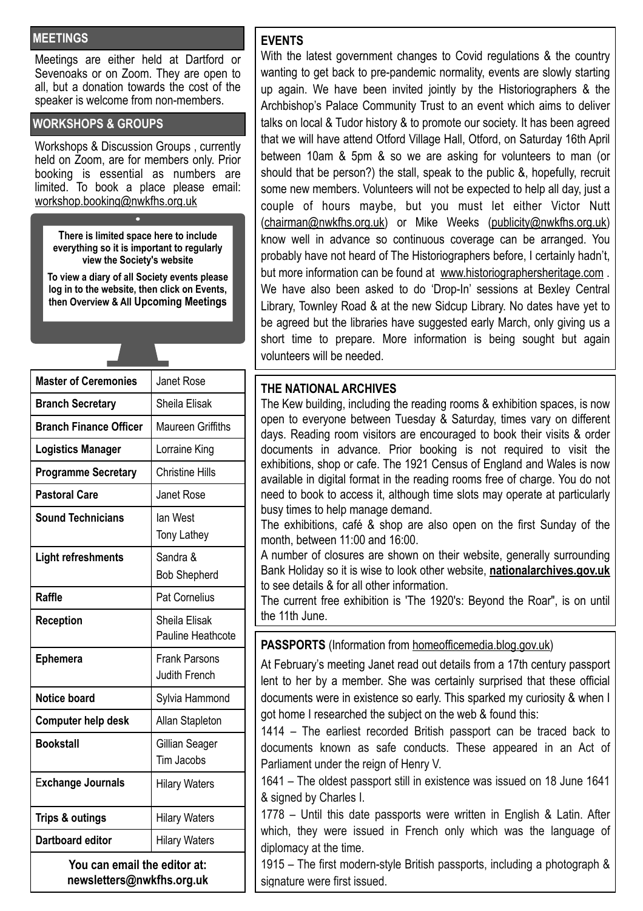## MEETINGS

Meetings are either held at Dartford or Sevenoaks or on Zoom. They are open to all, but a donation towards the cost of the speaker is welcome from non-members.

## WORKSHOPS & GROUPS

Workshops & Discussion Groups , currently held on Zoom, are for members only. Prior booking is essential as numbers are limited. To book a place please email: workshop.booking@nwkfhs.org.uk

**There is limited space here to include everything so it is important to regularly view the Society's website**

**To view a diary of all Society events please log in to the website, then click on Events, then Overview & All Upcoming Meetings**

| | |
|---|---|
| **Master of Ceremonies** | Janet Rose |
| **Branch Secretary** | Sheila Elisak |
| **Branch Finance Officer** | Maureen Griffiths |
| **Logistics Manager** | Lorraine King |
| **Programme Secretary** | Christine Hills |
| **Pastoral Care** | Janet Rose |
| **Sound Technicians** | Ian West<br>Tony Lathey |
| **Light refreshments** | Sandra &<br>Bob Shepherd |
| **Raffle** | Pat Cornelius |
| **Reception** | Sheila Elisak<br>Pauline Heathcote |
| **Ephemera** | Frank Parsons<br>Judith French |
| **Notice board** | Sylvia Hammond |
| **Computer help desk** | Allan Stapleton |
| **Bookstall** | Gillian Seager<br>Tim Jacobs |
| **Exchange Journals** | Hilary Waters |
| **Trips & outings** | Hilary Waters |
| **Dartboard editor** | Hilary Waters |

**You can email the editor at: newsletters@nwkfhs.org.uk**

## EVENTS

With the latest government changes to Covid regulations & the country wanting to get back to pre-pandemic normality, events are slowly starting up again. We have been invited jointly by the Historiographers & the Archbishop's Palace Community Trust to an event which aims to deliver talks on local & Tudor history & to promote our society. It has been agreed that we will have attend Otford Village Hall, Otford, on Saturday 16th April between 10am & 5pm & so we are asking for volunteers to man (or should that be person?) the stall, speak to the public &, hopefully, recruit some new members. Volunteers will not be expected to help all day, just a couple of hours maybe, but you must let either Victor Nutt (chairman@nwkfhs.org.uk) or Mike Weeks (publicity@nwkfhs.org.uk) know well in advance so continuous coverage can be arranged. You probably have not heard of The Historiographers before, I certainly hadn't, but more information can be found at www.historiographersheritage.com . We have also been asked to do 'Drop-In' sessions at Bexley Central Library, Townley Road & at the new Sidcup Library. No dates have yet to be agreed but the libraries have suggested early March, only giving us a short time to prepare. More information is being sought but again volunteers will be needed.

## THE NATIONAL ARCHIVES

The Kew building, including the reading rooms & exhibition spaces, is now open to everyone between Tuesday & Saturday, times vary on different days. Reading room visitors are encouraged to book their visits & order documents in advance. Prior booking is not required to visit the exhibitions, shop or cafe. The 1921 Census of England and Wales is now available in digital format in the reading rooms free of charge. You do not need to book to access it, although time slots may operate at particularly busy times to help manage demand.

The exhibitions, café & shop are also open on the first Sunday of the month, between 11:00 and 16:00.

A number of closures are shown on their website, generally surrounding Bank Holiday so it is wise to look other website, **nationalarchives.gov.uk** to see details & for all other information.

The current free exhibition is 'The 1920's: Beyond the Roar", is on until the 11th June.

## PASSPORTS (Information from homeofficemedia.blog.gov.uk)

At February's meeting Janet read out details from a 17th century passport lent to her by a member. She was certainly surprised that these official documents were in existence so early. This sparked my curiosity & when I got home I researched the subject on the web & found this:

1414 – The earliest recorded British passport can be traced back to documents known as safe conducts. These appeared in an Act of Parliament under the reign of Henry V.

1641 – The oldest passport still in existence was issued on 18 June 1641 & signed by Charles I.

1778 – Until this date passports were written in English & Latin. After which, they were issued in French only which was the language of diplomacy at the time.

1915 – The first modern-style British passports, including a photograph & signature were first issued.